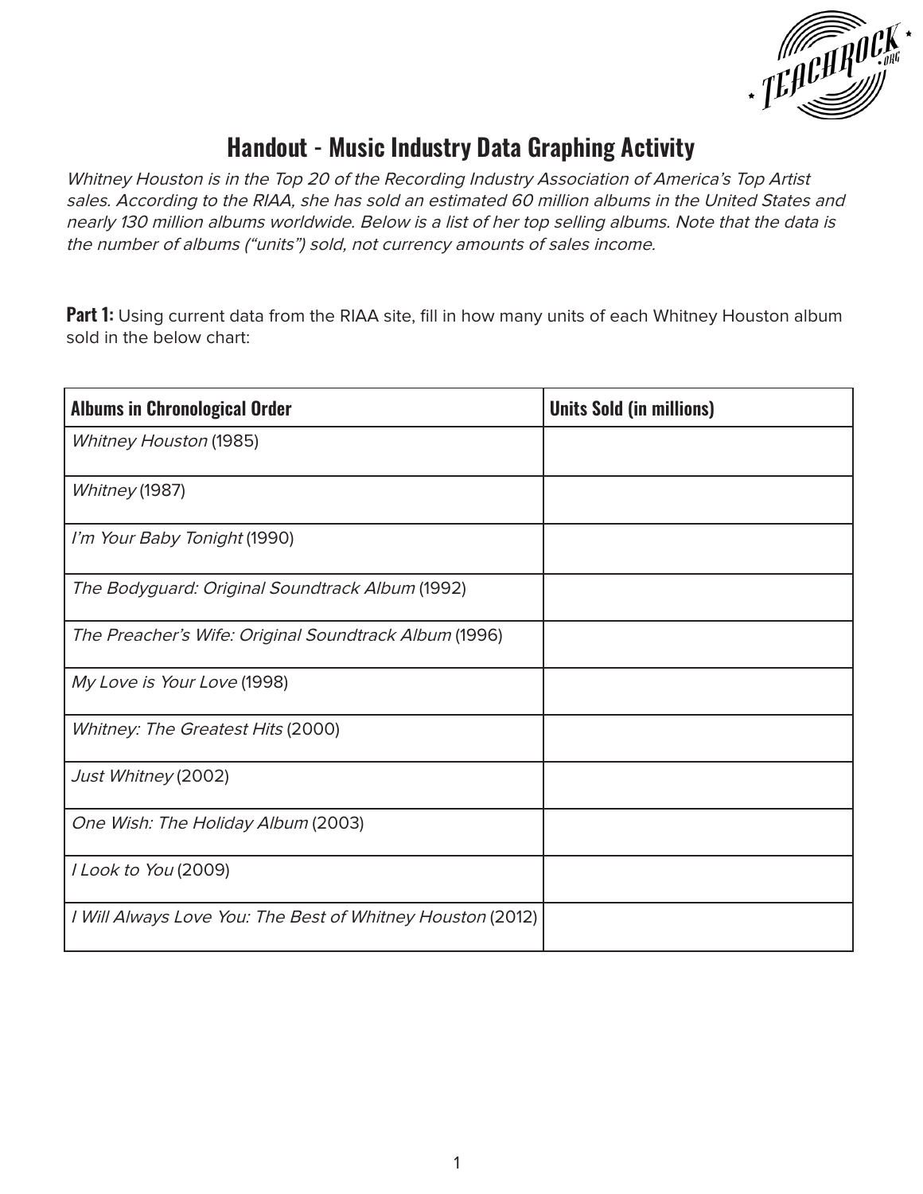# Handout - Music Industry Data Graphing Activity

*Whitney Houston is in the Top 20 of the Recording Industry Association of America's Top Artist sales. According to the RIAA, she has sold an estimated 60 million albums in the United States and nearly 130 million albums worldwide. Below is a list of her top selling albums. Note that the data is the number of albums ("units") sold, not currency amounts of sales income.*

**Part 1:** Using current data from the RIAA site, fill in how many units of each Whitney Houston album sold in the below chart:

| Albums in Chronological Order | Units Sold (in millions) |
| --- | --- |
| *Whitney Houston* (1985) | |
| *Whitney* (1987) | |
| *I'm Your Baby Tonight* (1990) | |
| *The Bodyguard: Original Soundtrack Album* (1992) | |
| *The Preacher's Wife: Original Soundtrack Album* (1996) | |
| *My Love is Your Love* (1998) | |
| *Whitney: The Greatest Hits* (2000) | |
| *Just Whitney* (2002) | |
| *One Wish: The Holiday Album* (2003) | |
| *I Look to You* (2009) | |
| *I Will Always Love You: The Best of Whitney Houston* (2012) | |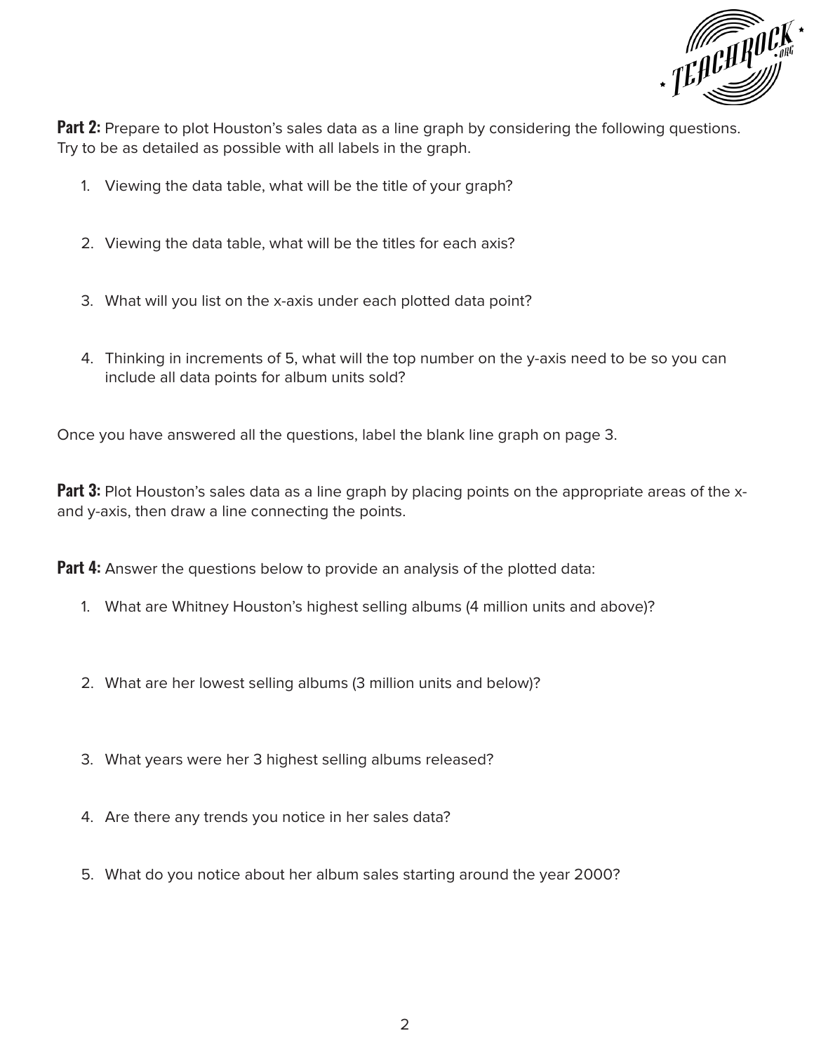**Part 2:** Prepare to plot Houston's sales data as a line graph by considering the following questions. Try to be as detailed as possible with all labels in the graph.

1. Viewing the data table, what will be the title of your graph?

2. Viewing the data table, what will be the titles for each axis?

3. What will you list on the x-axis under each plotted data point?

4. Thinking in increments of 5, what will the top number on the y-axis need to be so you can include all data points for album units sold?

Once you have answered all the questions, label the blank line graph on page 3.

**Part 3:** Plot Houston's sales data as a line graph by placing points on the appropriate areas of the x- and y-axis, then draw a line connecting the points.

**Part 4:** Answer the questions below to provide an analysis of the plotted data:

1. What are Whitney Houston's highest selling albums (4 million units and above)?

2. What are her lowest selling albums (3 million units and below)?

3. What years were her 3 highest selling albums released?

4. Are there any trends you notice in her sales data?

5. What do you notice about her album sales starting around the year 2000?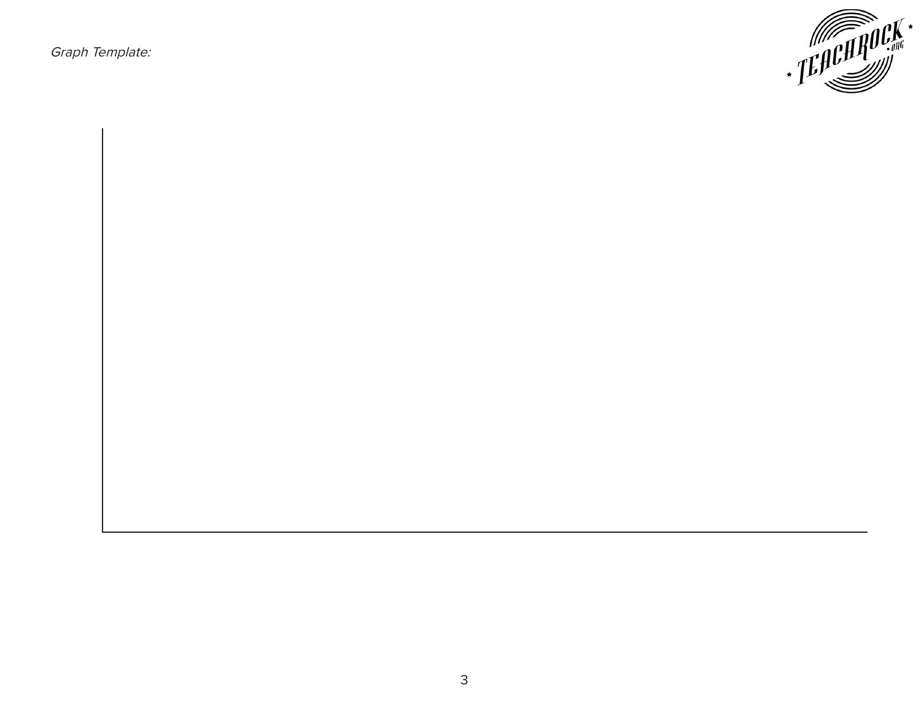*Graph Template:*